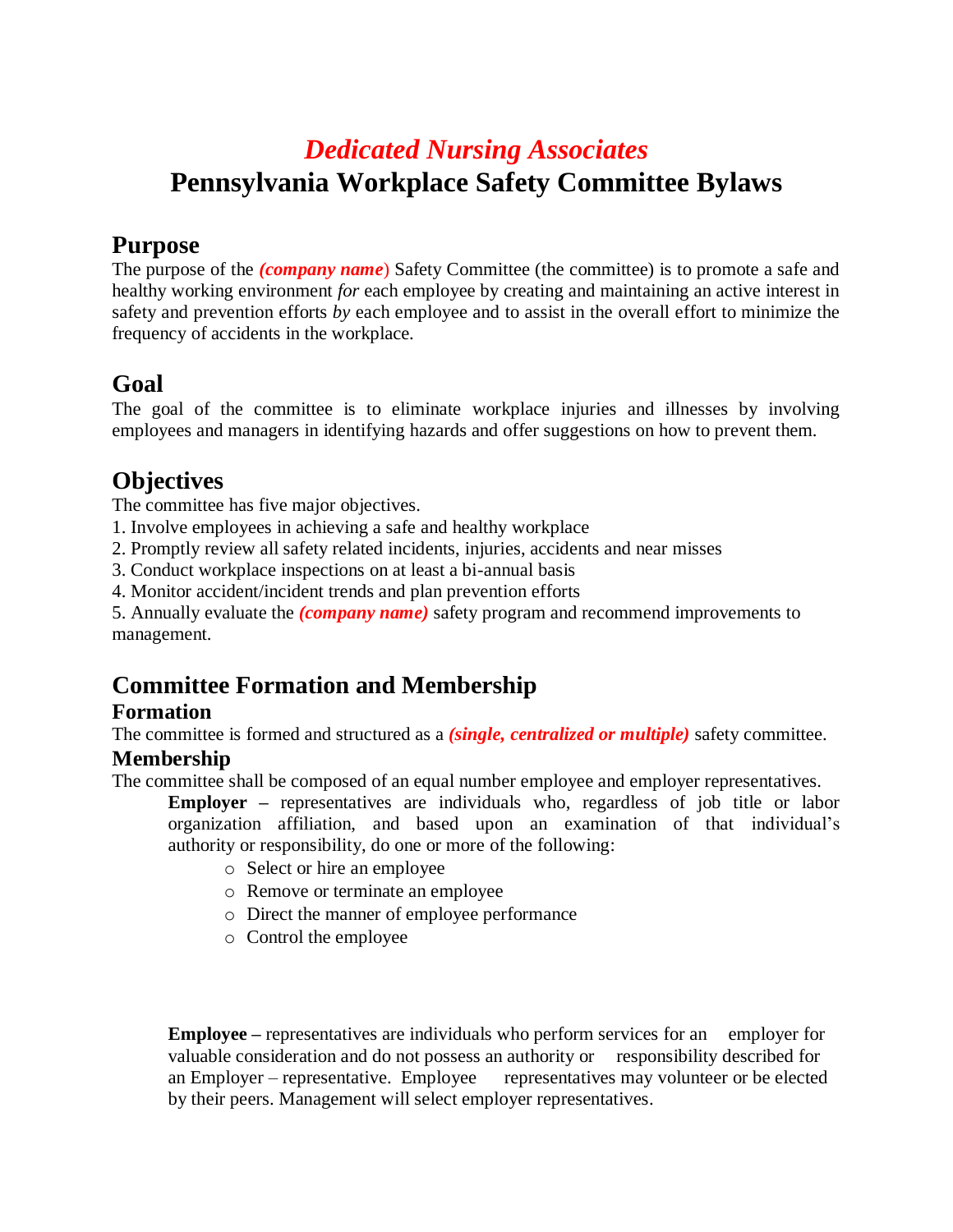# *Dedicated Nursing Associates*
# Pennsylvania Workplace Safety Committee Bylaws

## Purpose

The purpose of the ***(company name)*** Safety Committee (the committee) is to promote a safe and healthy working environment *for* each employee by creating and maintaining an active interest in safety and prevention efforts *by* each employee and to assist in the overall effort to minimize the frequency of accidents in the workplace.

## Goal

The goal of the committee is to eliminate workplace injuries and illnesses by involving employees and managers in identifying hazards and offer suggestions on how to prevent them.

## Objectives

The committee has five major objectives.

1. Involve employees in achieving a safe and healthy workplace
2. Promptly review all safety related incidents, injuries, accidents and near misses
3. Conduct workplace inspections on at least a bi-annual basis
4. Monitor accident/incident trends and plan prevention efforts
5. Annually evaluate the ***(company name)*** safety program and recommend improvements to management.

## Committee Formation and Membership

### Formation

The committee is formed and structured as a ***(single, centralized or multiple)*** safety committee.

### Membership

The committee shall be composed of an equal number employee and employer representatives.

**Employer –** representatives are individuals who, regardless of job title or labor organization affiliation, and based upon an examination of that individual's authority or responsibility, do one or more of the following:

- Select or hire an employee
- Remove or terminate an employee
- Direct the manner of employee performance
- Control the employee

**Employee –** representatives are individuals who perform services for an employer for valuable consideration and do not possess an authority or responsibility described for an Employer – representative. Employee representatives may volunteer or be elected by their peers. Management will select employer representatives.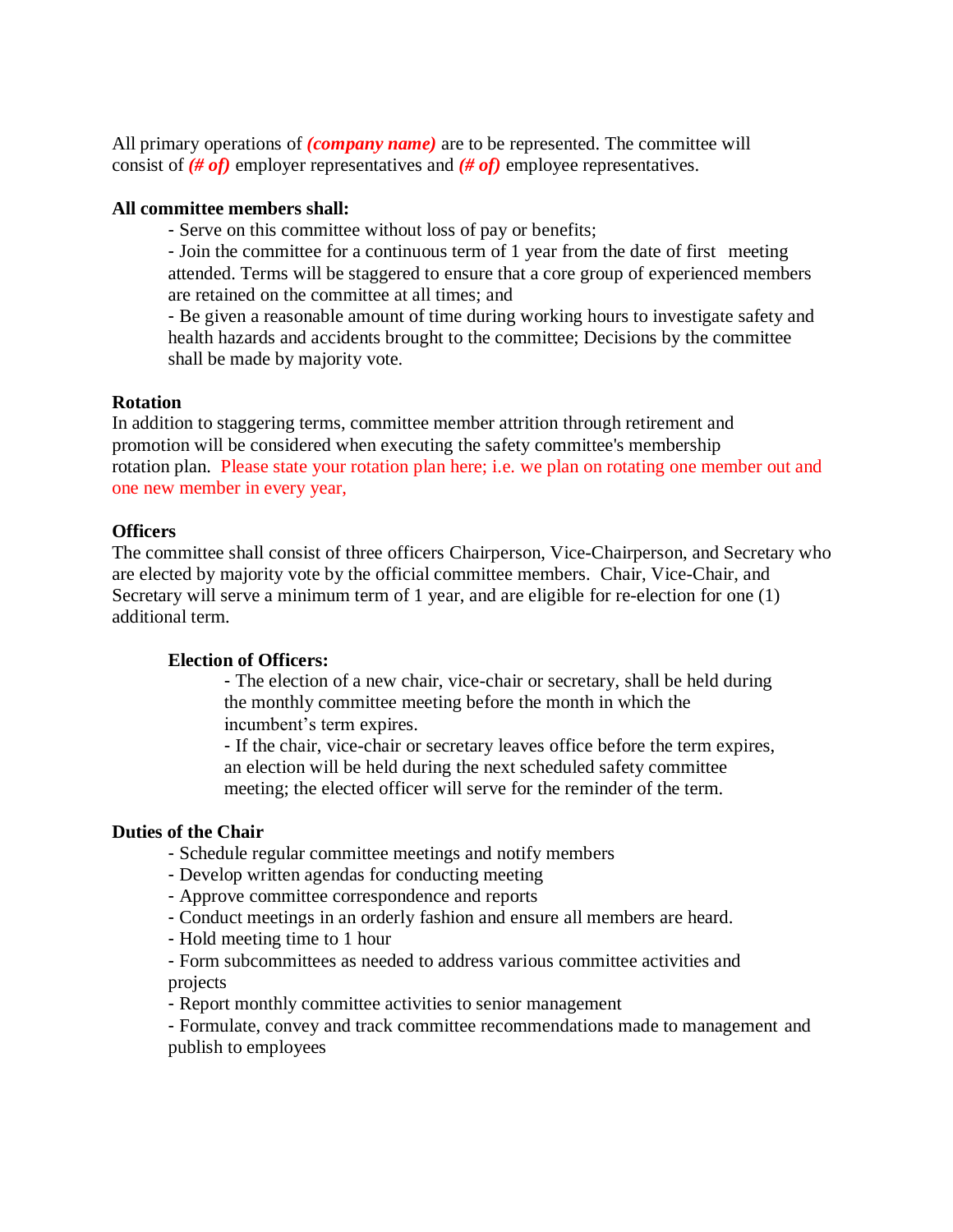All primary operations of ***(company name)*** are to be represented. The committee will consist of ***(# of)*** employer representatives and ***(# of)*** employee representatives.

**All committee members shall:**

- Serve on this committee without loss of pay or benefits;
- Join the committee for a continuous term of 1 year from the date of first meeting attended. Terms will be staggered to ensure that a core group of experienced members are retained on the committee at all times; and
- Be given a reasonable amount of time during working hours to investigate safety and health hazards and accidents brought to the committee; Decisions by the committee shall be made by majority vote.

**Rotation**

In addition to staggering terms, committee member attrition through retirement and promotion will be considered when executing the safety committee's membership rotation plan. Please state your rotation plan here; i.e. we plan on rotating one member out and one new member in every year,

**Officers**

The committee shall consist of three officers Chairperson, Vice-Chairperson, and Secretary who are elected by majority vote by the official committee members. Chair, Vice-Chair, and Secretary will serve a minimum term of 1 year, and are eligible for re-election for one (1) additional term.

**Election of Officers:**

- The election of a new chair, vice-chair or secretary, shall be held during the monthly committee meeting before the month in which the incumbent's term expires.
- If the chair, vice-chair or secretary leaves office before the term expires, an election will be held during the next scheduled safety committee meeting; the elected officer will serve for the reminder of the term.

**Duties of the Chair**

- Schedule regular committee meetings and notify members
- Develop written agendas for conducting meeting
- Approve committee correspondence and reports
- Conduct meetings in an orderly fashion and ensure all members are heard.
- Hold meeting time to 1 hour
- Form subcommittees as needed to address various committee activities and projects
- Report monthly committee activities to senior management
- Formulate, convey and track committee recommendations made to management and publish to employees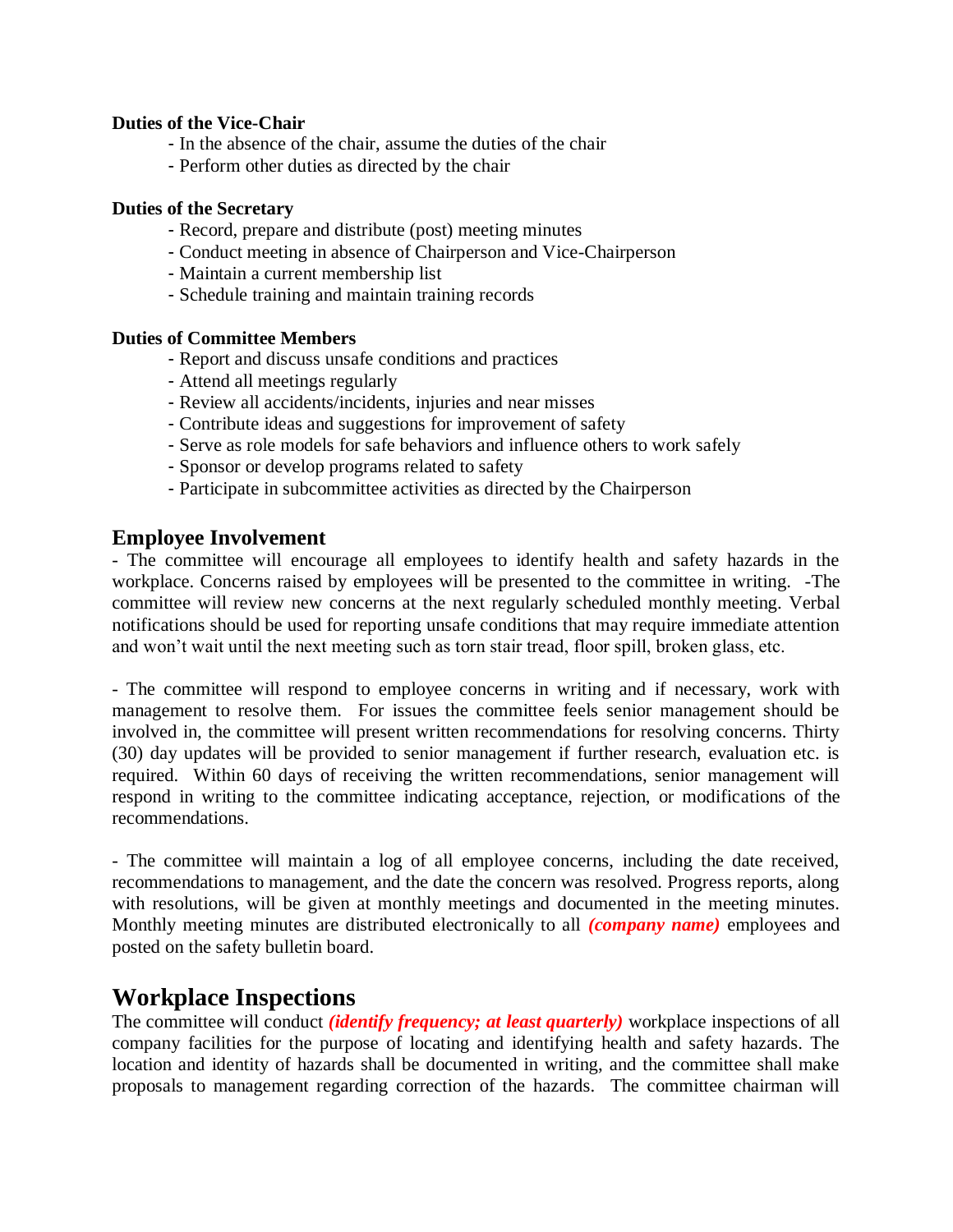**Duties of the Vice-Chair**

- In the absence of the chair, assume the duties of the chair
- Perform other duties as directed by the chair

**Duties of the Secretary**

- Record, prepare and distribute (post) meeting minutes
- Conduct meeting in absence of Chairperson and Vice-Chairperson
- Maintain a current membership list
- Schedule training and maintain training records

**Duties of Committee Members**

- Report and discuss unsafe conditions and practices
- Attend all meetings regularly
- Review all accidents/incidents, injuries and near misses
- Contribute ideas and suggestions for improvement of safety
- Serve as role models for safe behaviors and influence others to work safely
- Sponsor or develop programs related to safety
- Participate in subcommittee activities as directed by the Chairperson

## Employee Involvement

- The committee will encourage all employees to identify health and safety hazards in the workplace. Concerns raised by employees will be presented to the committee in writing. -The committee will review new concerns at the next regularly scheduled monthly meeting. Verbal notifications should be used for reporting unsafe conditions that may require immediate attention and won't wait until the next meeting such as torn stair tread, floor spill, broken glass, etc.

- The committee will respond to employee concerns in writing and if necessary, work with management to resolve them. For issues the committee feels senior management should be involved in, the committee will present written recommendations for resolving concerns. Thirty (30) day updates will be provided to senior management if further research, evaluation etc. is required. Within 60 days of receiving the written recommendations, senior management will respond in writing to the committee indicating acceptance, rejection, or modifications of the recommendations.

- The committee will maintain a log of all employee concerns, including the date received, recommendations to management, and the date the concern was resolved. Progress reports, along with resolutions, will be given at monthly meetings and documented in the meeting minutes. Monthly meeting minutes are distributed electronically to all ***(company name)*** employees and posted on the safety bulletin board.

# Workplace Inspections

The committee will conduct ***(identify frequency; at least quarterly)*** workplace inspections of all company facilities for the purpose of locating and identifying health and safety hazards. The location and identity of hazards shall be documented in writing, and the committee shall make proposals to management regarding correction of the hazards. The committee chairman will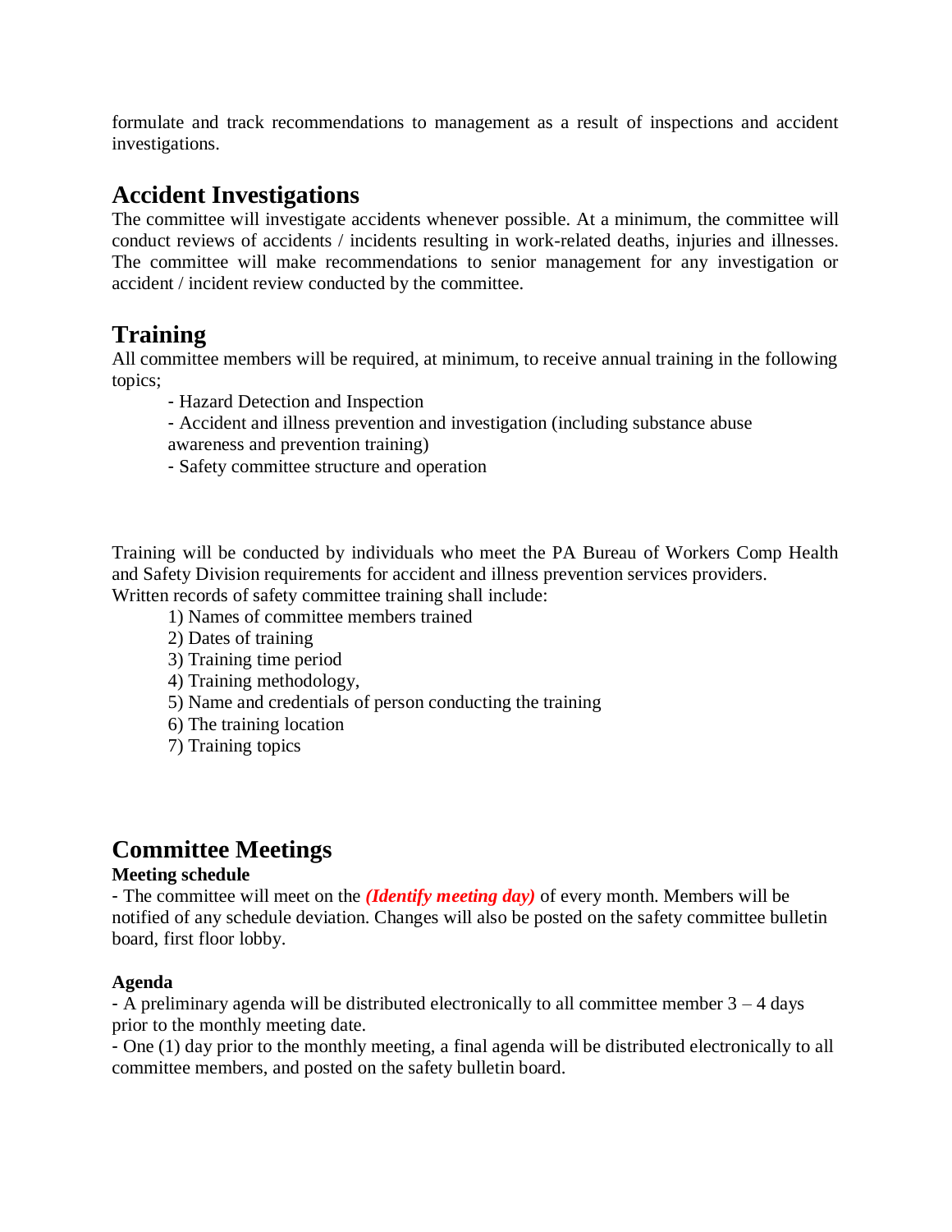formulate and track recommendations to management as a result of inspections and accident investigations.

## Accident Investigations

The committee will investigate accidents whenever possible. At a minimum, the committee will conduct reviews of accidents / incidents resulting in work-related deaths, injuries and illnesses. The committee will make recommendations to senior management for any investigation or accident / incident review conducted by the committee.

## Training

All committee members will be required, at minimum, to receive annual training in the following topics;

- Hazard Detection and Inspection
- Accident and illness prevention and investigation (including substance abuse awareness and prevention training)
- Safety committee structure and operation

Training will be conducted by individuals who meet the PA Bureau of Workers Comp Health and Safety Division requirements for accident and illness prevention services providers. Written records of safety committee training shall include:

1) Names of committee members trained
2) Dates of training
3) Training time period
4) Training methodology,
5) Name and credentials of person conducting the training
6) The training location
7) Training topics

## Committee Meetings

**Meeting schedule**

- The committee will meet on the ***(Identify meeting day)*** of every month. Members will be notified of any schedule deviation. Changes will also be posted on the safety committee bulletin board, first floor lobby.

**Agenda**

- A preliminary agenda will be distributed electronically to all committee member 3 – 4 days prior to the monthly meeting date.
- One (1) day prior to the monthly meeting, a final agenda will be distributed electronically to all committee members, and posted on the safety bulletin board.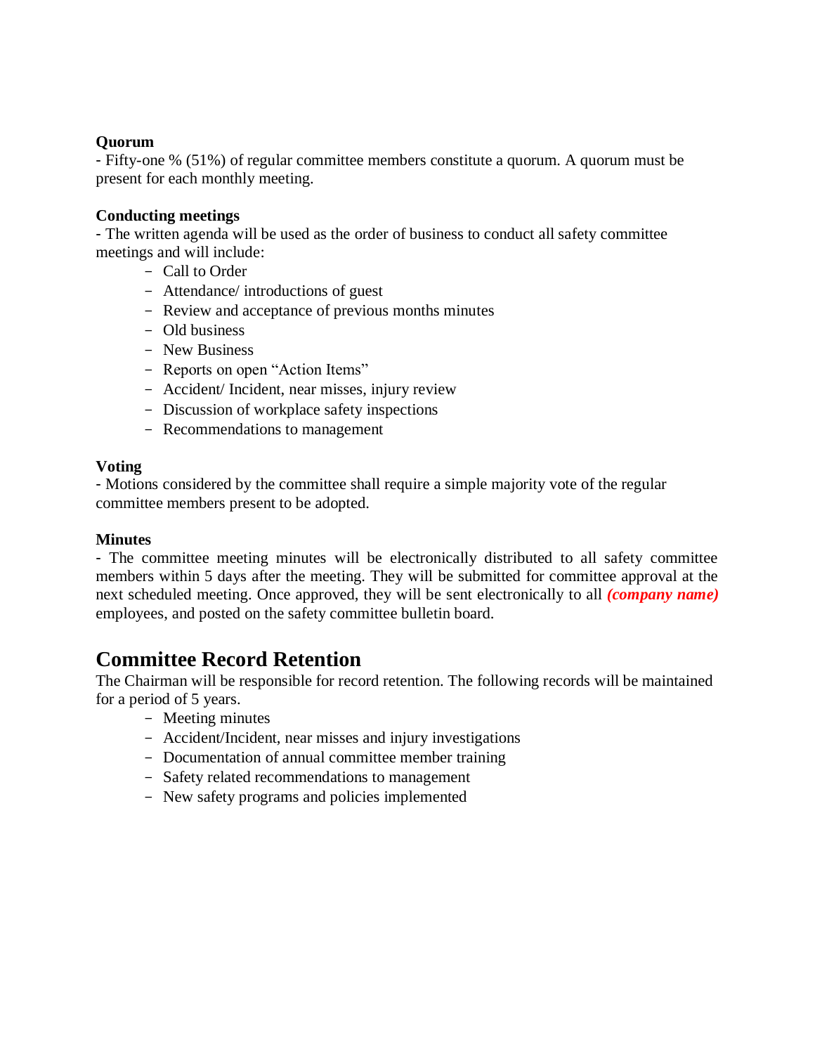**Quorum**

- Fifty-one % (51%) of regular committee members constitute a quorum. A quorum must be present for each monthly meeting.

**Conducting meetings**

- The written agenda will be used as the order of business to conduct all safety committee meetings and will include:
  - Call to Order
  - Attendance/ introductions of guest
  - Review and acceptance of previous months minutes
  - Old business
  - New Business
  - Reports on open "Action Items"
  - Accident/ Incident, near misses, injury review
  - Discussion of workplace safety inspections
  - Recommendations to management

**Voting**

- Motions considered by the committee shall require a simple majority vote of the regular committee members present to be adopted.

**Minutes**

- The committee meeting minutes will be electronically distributed to all safety committee members within 5 days after the meeting. They will be submitted for committee approval at the next scheduled meeting. Once approved, they will be sent electronically to all ***(company name)*** employees, and posted on the safety committee bulletin board.

## Committee Record Retention

The Chairman will be responsible for record retention. The following records will be maintained for a period of 5 years.

- Meeting minutes
- Accident/Incident, near misses and injury investigations
- Documentation of annual committee member training
- Safety related recommendations to management
- New safety programs and policies implemented